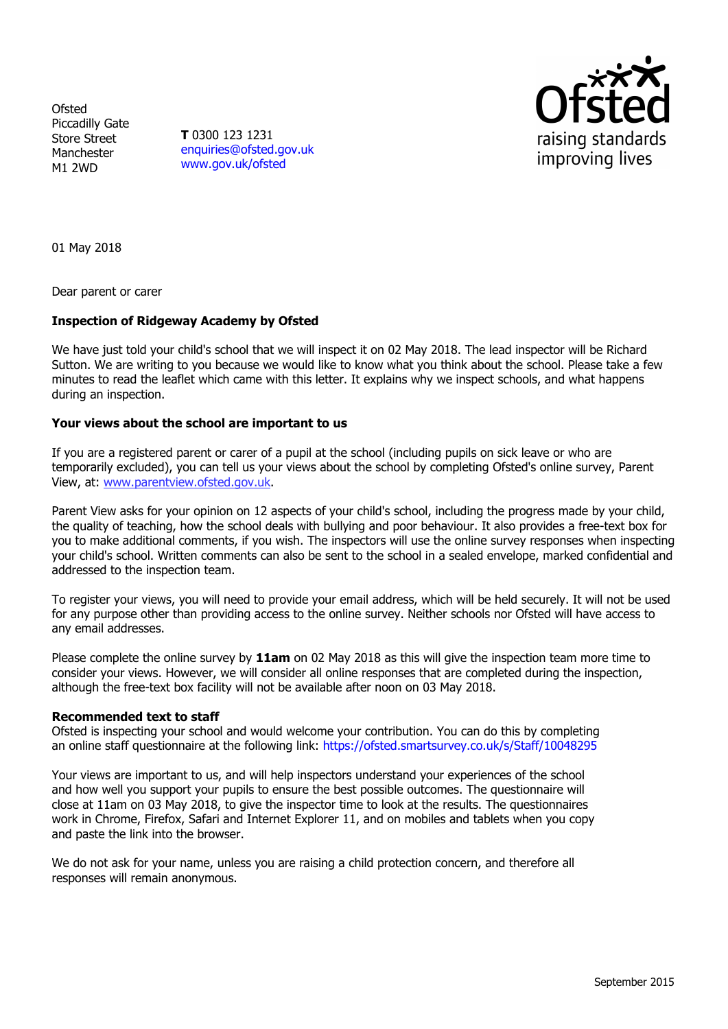Ofsted
Piccadilly Gate
Store Street
Manchester
M1 2WD

**T** 0300 123 1231
enquiries@ofsted.gov.uk
www.gov.uk/ofsted

raising standards
improving lives

01 May 2018

Dear parent or carer

**Inspection of Ridgeway Academy by Ofsted**

We have just told your child's school that we will inspect it on 02 May 2018. The lead inspector will be Richard Sutton. We are writing to you because we would like to know what you think about the school. Please take a few minutes to read the leaflet which came with this letter. It explains why we inspect schools, and what happens during an inspection.

**Your views about the school are important to us**

If you are a registered parent or carer of a pupil at the school (including pupils on sick leave or who are temporarily excluded), you can tell us your views about the school by completing Ofsted's online survey, Parent View, at: www.parentview.ofsted.gov.uk.

Parent View asks for your opinion on 12 aspects of your child's school, including the progress made by your child, the quality of teaching, how the school deals with bullying and poor behaviour. It also provides a free-text box for you to make additional comments, if you wish. The inspectors will use the online survey responses when inspecting your child's school. Written comments can also be sent to the school in a sealed envelope, marked confidential and addressed to the inspection team.

To register your views, you will need to provide your email address, which will be held securely. It will not be used for any purpose other than providing access to the online survey. Neither schools nor Ofsted will have access to any email addresses.

Please complete the online survey by **11am** on 02 May 2018 as this will give the inspection team more time to consider your views. However, we will consider all online responses that are completed during the inspection, although the free-text box facility will not be available after noon on 03 May 2018.

**Recommended text to staff**
Ofsted is inspecting your school and would welcome your contribution. You can do this by completing an online staff questionnaire at the following link: https://ofsted.smartsurvey.co.uk/s/Staff/10048295

Your views are important to us, and will help inspectors understand your experiences of the school and how well you support your pupils to ensure the best possible outcomes. The questionnaire will close at 11am on 03 May 2018, to give the inspector time to look at the results. The questionnaires work in Chrome, Firefox, Safari and Internet Explorer 11, and on mobiles and tablets when you copy and paste the link into the browser.

We do not ask for your name, unless you are raising a child protection concern, and therefore all responses will remain anonymous.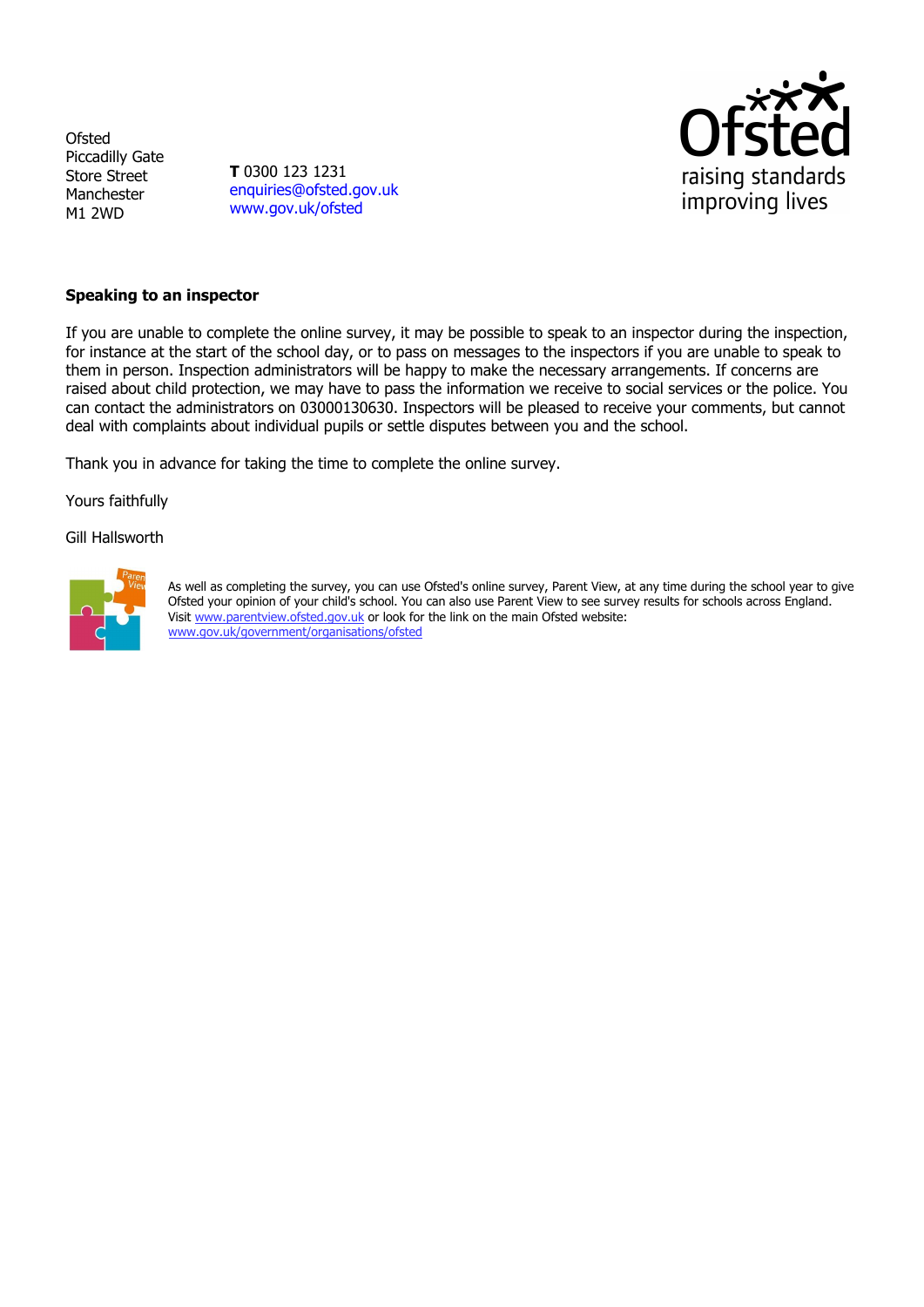Ofsted
Piccadilly Gate
Store Street
Manchester
M1 2WD

**T** 0300 123 1231
enquiries@ofsted.gov.uk
www.gov.uk/ofsted

Ofsted
raising standards
improving lives

**Speaking to an inspector**

If you are unable to complete the online survey, it may be possible to speak to an inspector during the inspection, for instance at the start of the school day, or to pass on messages to the inspectors if you are unable to speak to them in person. Inspection administrators will be happy to make the necessary arrangements. If concerns are raised about child protection, we may have to pass the information we receive to social services or the police. You can contact the administrators on 03000130630. Inspectors will be pleased to receive your comments, but cannot deal with complaints about individual pupils or settle disputes between you and the school.

Thank you in advance for taking the time to complete the online survey.

Yours faithfully

Gill Hallsworth

As well as completing the survey, you can use Ofsted's online survey, Parent View, at any time during the school year to give Ofsted your opinion of your child's school. You can also use Parent View to see survey results for schools across England. Visit www.parentview.ofsted.gov.uk or look for the link on the main Ofsted website: www.gov.uk/government/organisations/ofsted